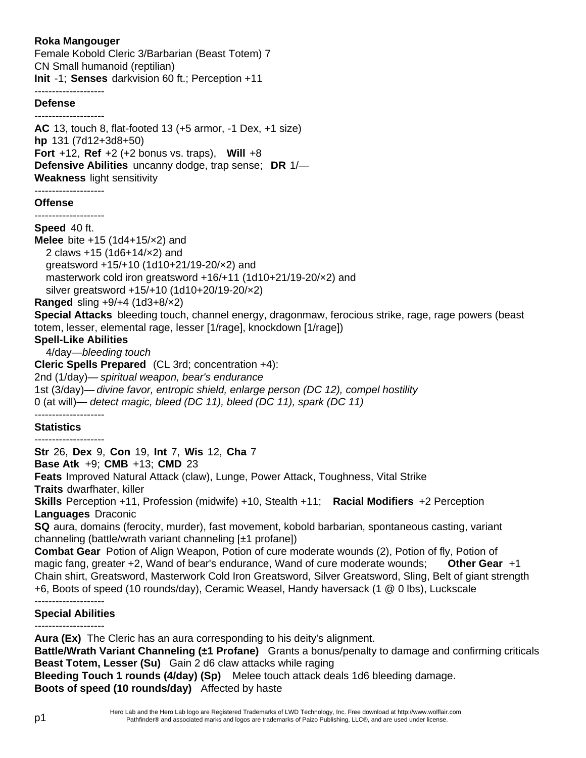**Roka Mangouger**
Female Kobold Cleric 3/Barbarian (Beast Totem) 7
CN Small humanoid (reptilian)
**Init** -1; **Senses** darkvision 60 ft.; Perception +11

--------------------
**Defense**
--------------------

**AC** 13, touch 8, flat-footed 13 (+5 armor, -1 Dex, +1 size)
**hp** 131 (7d12+3d8+50)
**Fort** +12, **Ref** +2 (+2 bonus vs. traps), **Will** +8
**Defensive Abilities** uncanny dodge, trap sense; **DR** 1/—
**Weakness** light sensitivity

--------------------
**Offense**
--------------------

**Speed** 40 ft.
**Melee** bite +15 (1d4+15/×2) and
2 claws +15 (1d6+14/×2) and
greatsword +15/+10 (1d10+21/19-20/×2) and
masterwork cold iron greatsword +16/+11 (1d10+21/19-20/×2) and
silver greatsword +15/+10 (1d10+20/19-20/×2)
**Ranged** sling +9/+4 (1d3+8/×2)
**Special Attacks** bleeding touch, channel energy, dragonmaw, ferocious strike, rage, rage powers (beast totem, lesser, elemental rage, lesser [1/rage], knockdown [1/rage])
**Spell-Like Abilities**
4/day—*bleeding touch*
**Cleric Spells Prepared** (CL 3rd; concentration +4):
2nd (1/day)—*spiritual weapon, bear's endurance*
1st (3/day)—*divine favor, entropic shield, enlarge person (DC 12), compel hostility*
0 (at will)—*detect magic, bleed (DC 11), bleed (DC 11), spark (DC 11)*

--------------------
**Statistics**
--------------------

**Str** 26, **Dex** 9, **Con** 19, **Int** 7, **Wis** 12, **Cha** 7
**Base Atk** +9; **CMB** +13; **CMD** 23
**Feats** Improved Natural Attack (claw), Lunge, Power Attack, Toughness, Vital Strike
**Traits** dwarfhater, killer
**Skills** Perception +11, Profession (midwife) +10, Stealth +11; **Racial Modifiers** +2 Perception
**Languages** Draconic
**SQ** aura, domains (ferocity, murder), fast movement, kobold barbarian, spontaneous casting, variant channeling (battle/wrath variant channeling [±1 profane])
**Combat Gear** Potion of Align Weapon, Potion of cure moderate wounds (2), Potion of fly, Potion of magic fang, greater +2, Wand of bear's endurance, Wand of cure moderate wounds; **Other Gear** +1 Chain shirt, Greatsword, Masterwork Cold Iron Greatsword, Silver Greatsword, Sling, Belt of giant strength +6, Boots of speed (10 rounds/day), Ceramic Weasel, Handy haversack (1 @ 0 lbs), Luckscale

--------------------
**Special Abilities**
--------------------

**Aura (Ex)** The Cleric has an aura corresponding to his deity's alignment.
**Battle/Wrath Variant Channeling (±1 Profane)** Grants a bonus/penalty to damage and confirming criticals
**Beast Totem, Lesser (Su)** Gain 2 d6 claw attacks while raging
**Bleeding Touch 1 rounds (4/day) (Sp)** Melee touch attack deals 1d6 bleeding damage.
**Boots of speed (10 rounds/day)** Affected by haste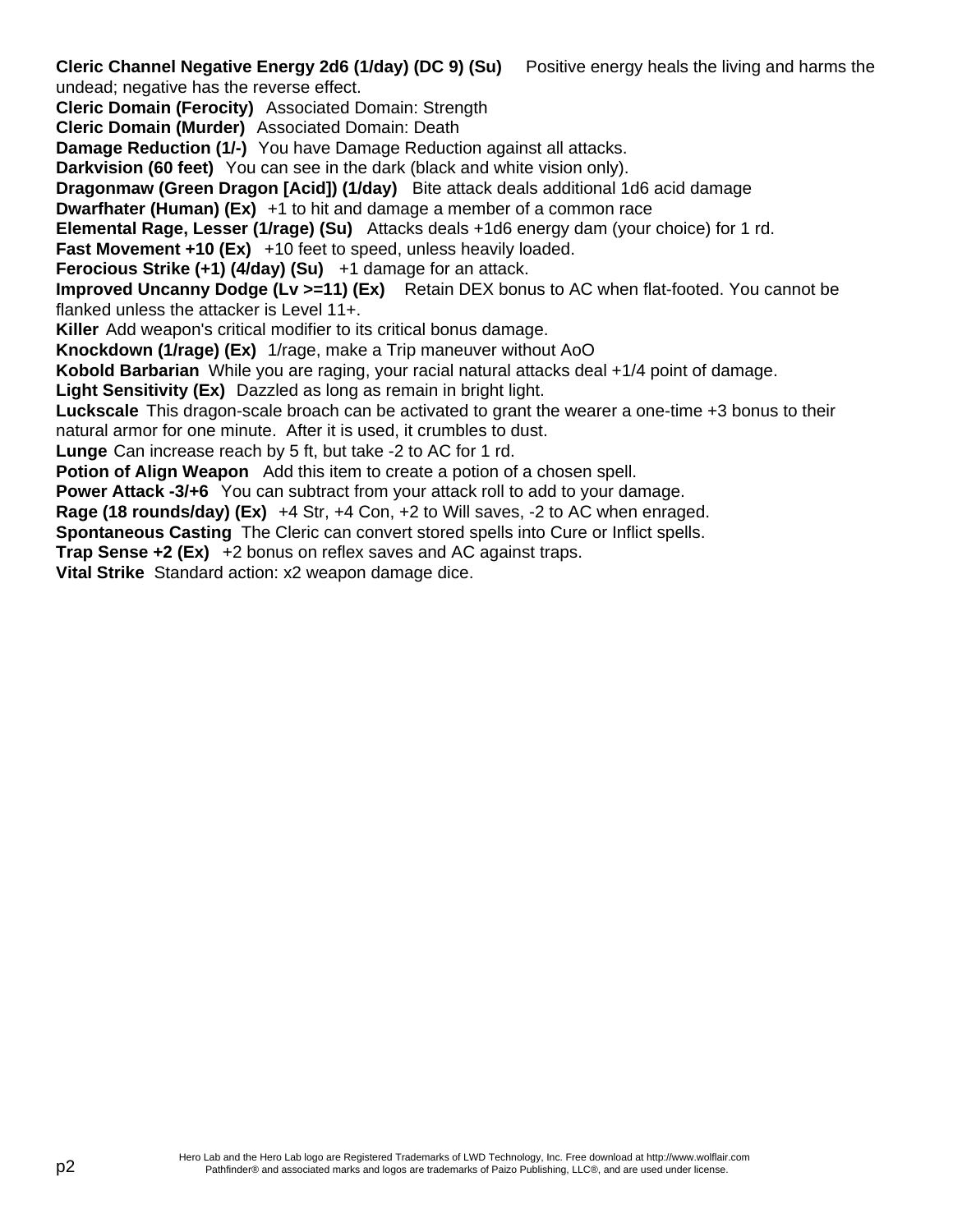**Cleric Channel Negative Energy 2d6 (1/day) (DC 9) (Su)** Positive energy heals the living and harms the undead; negative has the reverse effect.

**Cleric Domain (Ferocity)** Associated Domain: Strength

**Cleric Domain (Murder)** Associated Domain: Death

**Damage Reduction (1/-)** You have Damage Reduction against all attacks.

**Darkvision (60 feet)** You can see in the dark (black and white vision only).

**Dragonmaw (Green Dragon [Acid]) (1/day)** Bite attack deals additional 1d6 acid damage

**Dwarfhater (Human) (Ex)** +1 to hit and damage a member of a common race

**Elemental Rage, Lesser (1/rage) (Su)** Attacks deals +1d6 energy dam (your choice) for 1 rd.

**Fast Movement +10 (Ex)** +10 feet to speed, unless heavily loaded.

**Ferocious Strike (+1) (4/day) (Su)** +1 damage for an attack.

**Improved Uncanny Dodge (Lv >=11) (Ex)** Retain DEX bonus to AC when flat-footed. You cannot be flanked unless the attacker is Level 11+.

**Killer** Add weapon's critical modifier to its critical bonus damage.

**Knockdown (1/rage) (Ex)** 1/rage, make a Trip maneuver without AoO

**Kobold Barbarian** While you are raging, your racial natural attacks deal +1/4 point of damage.

**Light Sensitivity (Ex)** Dazzled as long as remain in bright light.

**Luckscale** This dragon-scale broach can be activated to grant the wearer a one-time +3 bonus to their natural armor for one minute. After it is used, it crumbles to dust.

**Lunge** Can increase reach by 5 ft, but take -2 to AC for 1 rd.

**Potion of Align Weapon** Add this item to create a potion of a chosen spell.

**Power Attack -3/+6** You can subtract from your attack roll to add to your damage.

**Rage (18 rounds/day) (Ex)** +4 Str, +4 Con, +2 to Will saves, -2 to AC when enraged.

**Spontaneous Casting** The Cleric can convert stored spells into Cure or Inflict spells.

**Trap Sense +2 (Ex)** +2 bonus on reflex saves and AC against traps.

**Vital Strike** Standard action: x2 weapon damage dice.

Hero Lab and the Hero Lab logo are Registered Trademarks of LWD Technology, Inc. Free download at http://www.wolflair.com
Pathfinder® and associated marks and logos are trademarks of Paizo Publishing, LLC®, and are used under license.